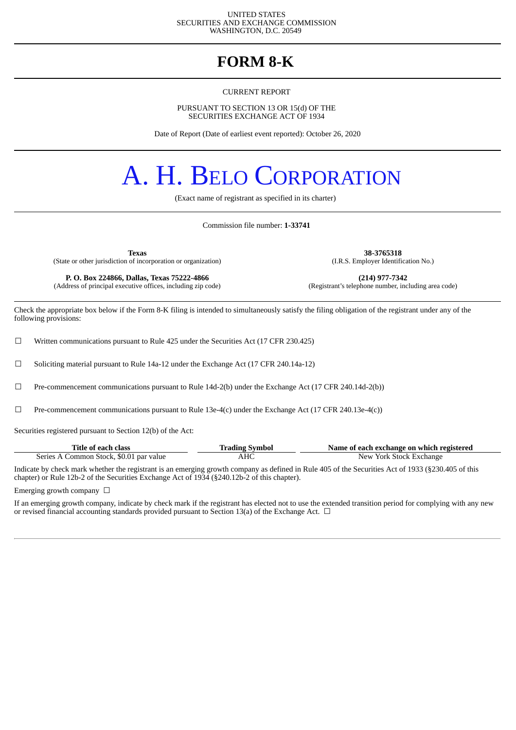UNITED STATES
SECURITIES AND EXCHANGE COMMISSION
WASHINGTON, D.C. 20549

# FORM 8-K

CURRENT REPORT

PURSUANT TO SECTION 13 OR 15(d) OF THE
SECURITIES EXCHANGE ACT OF 1934

Date of Report (Date of earliest event reported): October 26, 2020

# A. H. BELO CORPORATION

(Exact name of registrant as specified in its charter)

Commission file number: **1-33741**

| | |
|---|---|
| **Texas** | **38-3765318** |
| (State or other jurisdiction of incorporation or organization) | (I.R.S. Employer Identification No.) |
| **P. O. Box 224866, Dallas, Texas 75222-4866** | **(214) 977-7342** |
| (Address of principal executive offices, including zip code) | (Registrant's telephone number, including area code) |

Check the appropriate box below if the Form 8-K filing is intended to simultaneously satisfy the filing obligation of the registrant under any of the following provisions:

☐ Written communications pursuant to Rule 425 under the Securities Act (17 CFR 230.425)

☐ Soliciting material pursuant to Rule 14a-12 under the Exchange Act (17 CFR 240.14a-12)

☐ Pre-commencement communications pursuant to Rule 14d-2(b) under the Exchange Act (17 CFR 240.14d-2(b))

☐ Pre-commencement communications pursuant to Rule 13e-4(c) under the Exchange Act (17 CFR 240.13e-4(c))

Securities registered pursuant to Section 12(b) of the Act:

| Title of each class | Trading Symbol | Name of each exchange on which registered |
|---|---|---|
| Series A Common Stock, $0.01 par value | AHC | New York Stock Exchange |

Indicate by check mark whether the registrant is an emerging growth company as defined in Rule 405 of the Securities Act of 1933 (§230.405 of this chapter) or Rule 12b-2 of the Securities Exchange Act of 1934 (§240.12b-2 of this chapter).

Emerging growth company ☐

If an emerging growth company, indicate by check mark if the registrant has elected not to use the extended transition period for complying with any new or revised financial accounting standards provided pursuant to Section 13(a) of the Exchange Act. ☐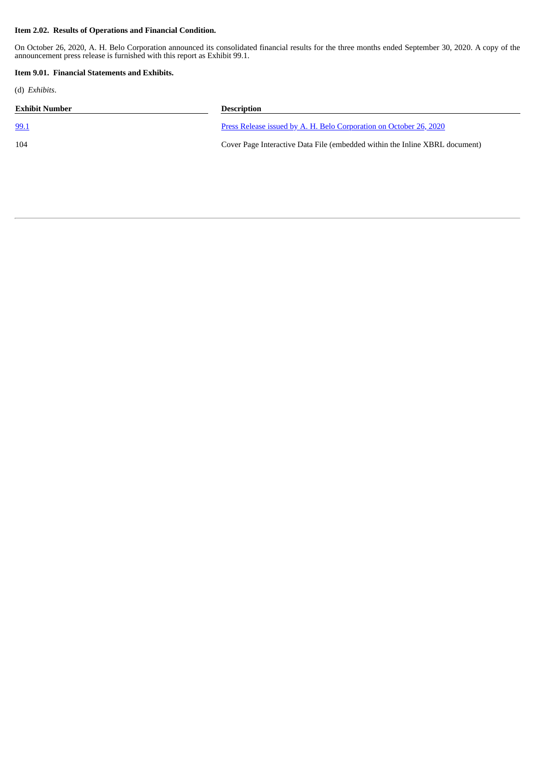**Item 2.02. Results of Operations and Financial Condition.**

On October 26, 2020, A. H. Belo Corporation announced its consolidated financial results for the three months ended September 30, 2020. A copy of the announcement press release is furnished with this report as Exhibit 99.1.

**Item 9.01. Financial Statements and Exhibits.**

(d) *Exhibits*.

| Exhibit Number | Description |
| --- | --- |
| 99.1 | Press Release issued by A. H. Belo Corporation on October 26, 2020 |
| 104 | Cover Page Interactive Data File (embedded within the Inline XBRL document) |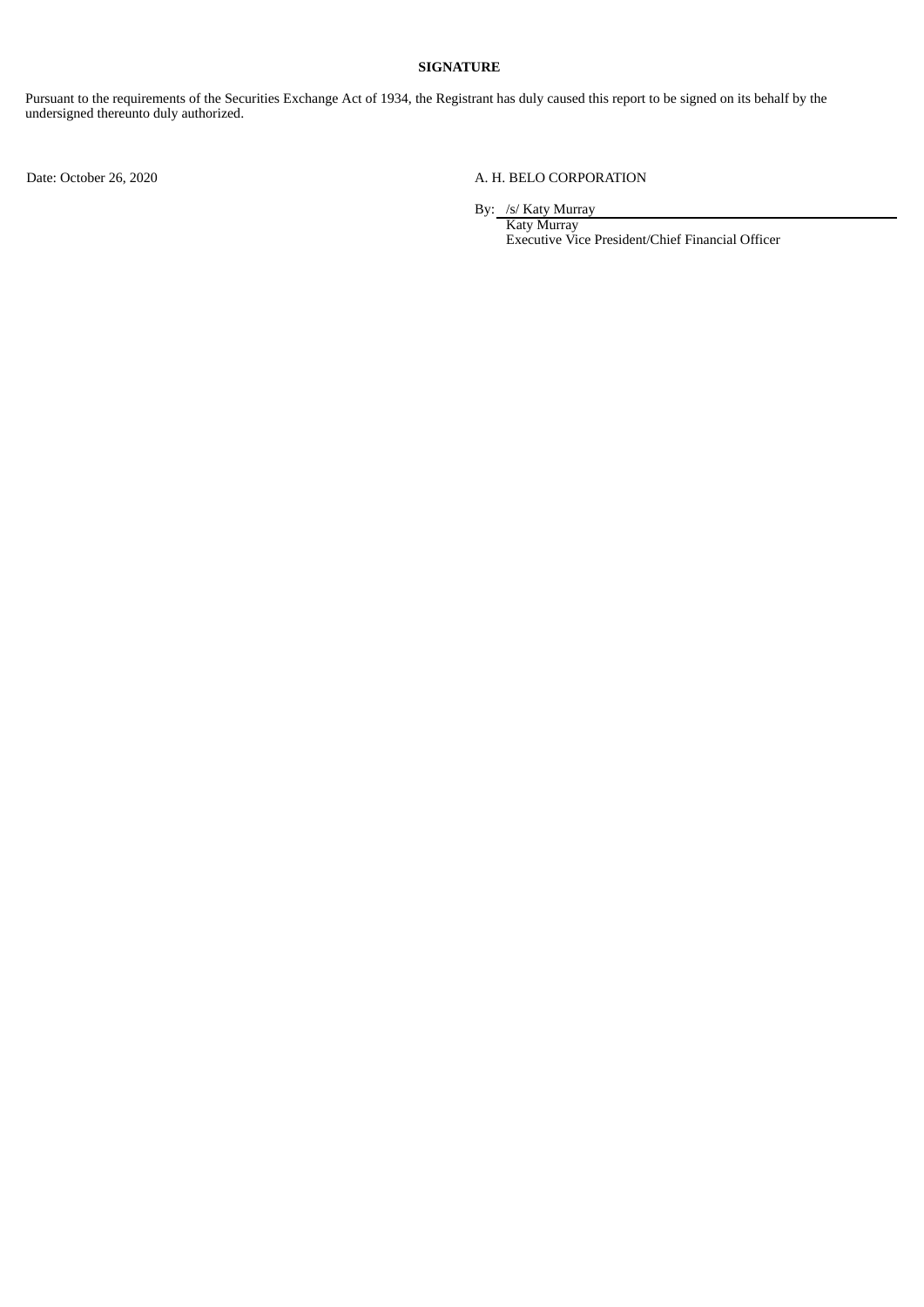**SIGNATURE**

Pursuant to the requirements of the Securities Exchange Act of 1934, the Registrant has duly caused this report to be signed on its behalf by the undersigned thereunto duly authorized.

Date: October 26, 2020

A. H. BELO CORPORATION

By: /s/ Katy Murray
Katy Murray
Executive Vice President/Chief Financial Officer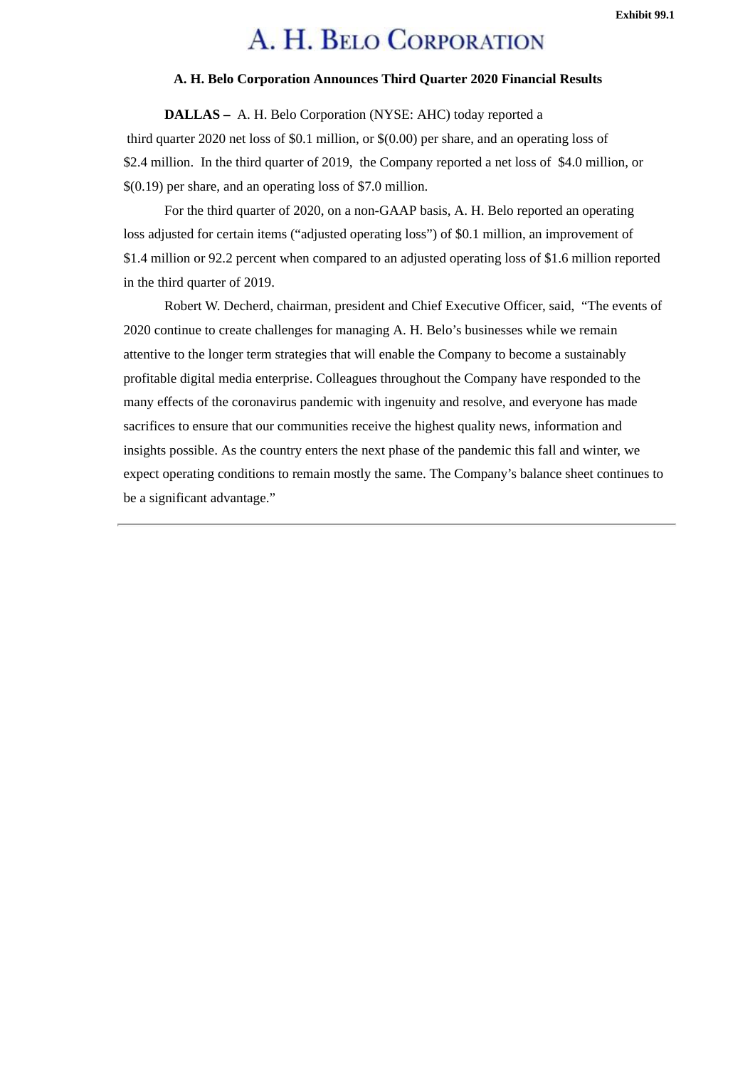Exhibit 99.1

# A. H. Belo Corporation

**A. H. Belo Corporation Announces Third Quarter 2020 Financial Results**

**DALLAS –** A. H. Belo Corporation (NYSE: AHC) today reported a third quarter 2020 net loss of $0.1 million, or $(0.00) per share, and an operating loss of $2.4 million. In the third quarter of 2019, the Company reported a net loss of $4.0 million, or $(0.19) per share, and an operating loss of $7.0 million.

For the third quarter of 2020, on a non-GAAP basis, A. H. Belo reported an operating loss adjusted for certain items ("adjusted operating loss") of $0.1 million, an improvement of $1.4 million or 92.2 percent when compared to an adjusted operating loss of $1.6 million reported in the third quarter of 2019.

Robert W. Decherd, chairman, president and Chief Executive Officer, said, "The events of 2020 continue to create challenges for managing A. H. Belo's businesses while we remain attentive to the longer term strategies that will enable the Company to become a sustainably profitable digital media enterprise. Colleagues throughout the Company have responded to the many effects of the coronavirus pandemic with ingenuity and resolve, and everyone has made sacrifices to ensure that our communities receive the highest quality news, information and insights possible. As the country enters the next phase of the pandemic this fall and winter, we expect operating conditions to remain mostly the same. The Company's balance sheet continues to be a significant advantage."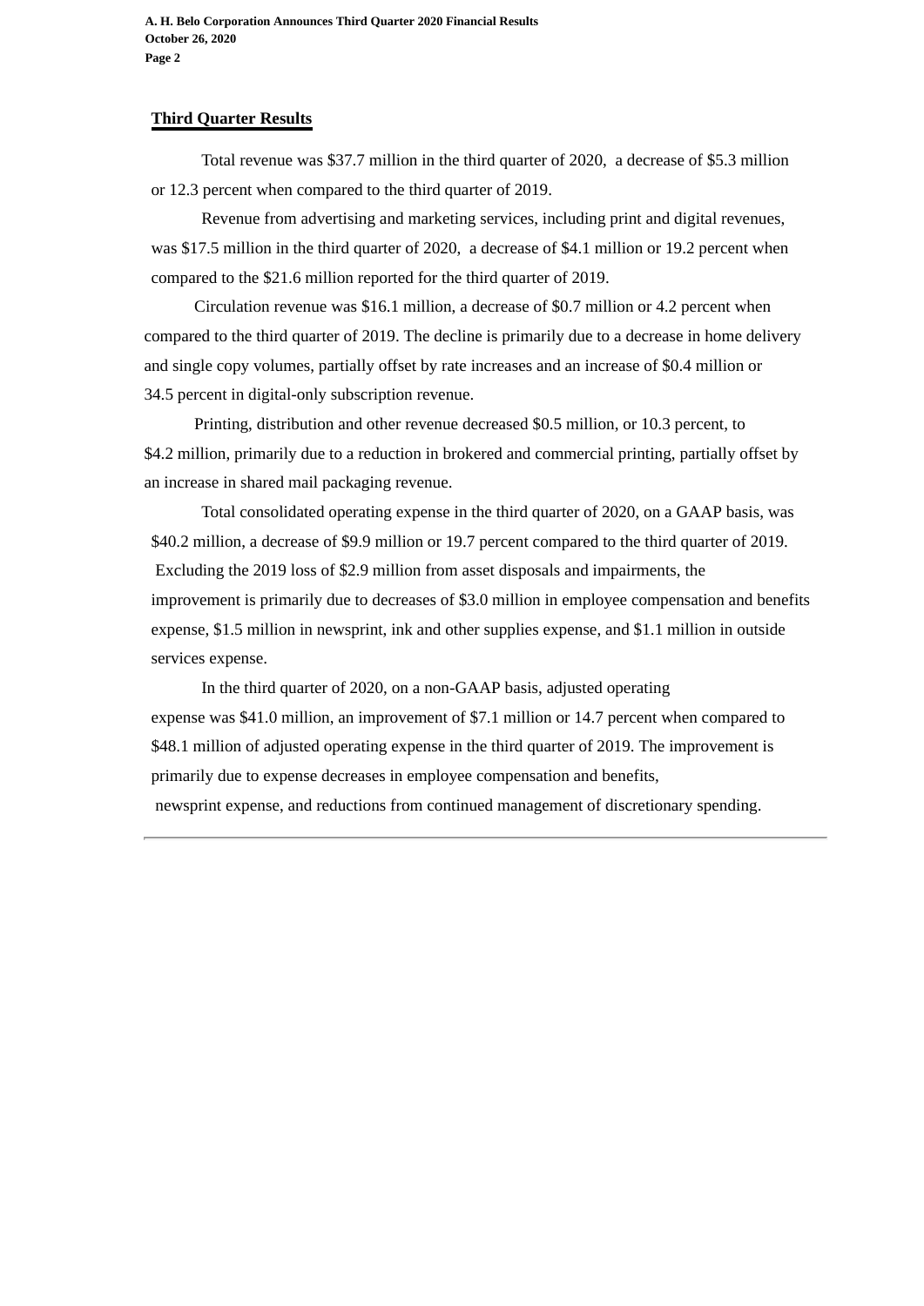## Third Quarter Results

Total revenue was $37.7 million in the third quarter of 2020, a decrease of $5.3 million or 12.3 percent when compared to the third quarter of 2019.

Revenue from advertising and marketing services, including print and digital revenues, was $17.5 million in the third quarter of 2020, a decrease of $4.1 million or 19.2 percent when compared to the $21.6 million reported for the third quarter of 2019.

Circulation revenue was $16.1 million, a decrease of $0.7 million or 4.2 percent when compared to the third quarter of 2019. The decline is primarily due to a decrease in home delivery and single copy volumes, partially offset by rate increases and an increase of $0.4 million or 34.5 percent in digital-only subscription revenue.

Printing, distribution and other revenue decreased $0.5 million, or 10.3 percent, to $4.2 million, primarily due to a reduction in brokered and commercial printing, partially offset by an increase in shared mail packaging revenue.

Total consolidated operating expense in the third quarter of 2020, on a GAAP basis, was $40.2 million, a decrease of $9.9 million or 19.7 percent compared to the third quarter of 2019. Excluding the 2019 loss of $2.9 million from asset disposals and impairments, the improvement is primarily due to decreases of $3.0 million in employee compensation and benefits expense, $1.5 million in newsprint, ink and other supplies expense, and $1.1 million in outside services expense.

In the third quarter of 2020, on a non-GAAP basis, adjusted operating expense was $41.0 million, an improvement of $7.1 million or 14.7 percent when compared to $48.1 million of adjusted operating expense in the third quarter of 2019. The improvement is primarily due to expense decreases in employee compensation and benefits, newsprint expense, and reductions from continued management of discretionary spending.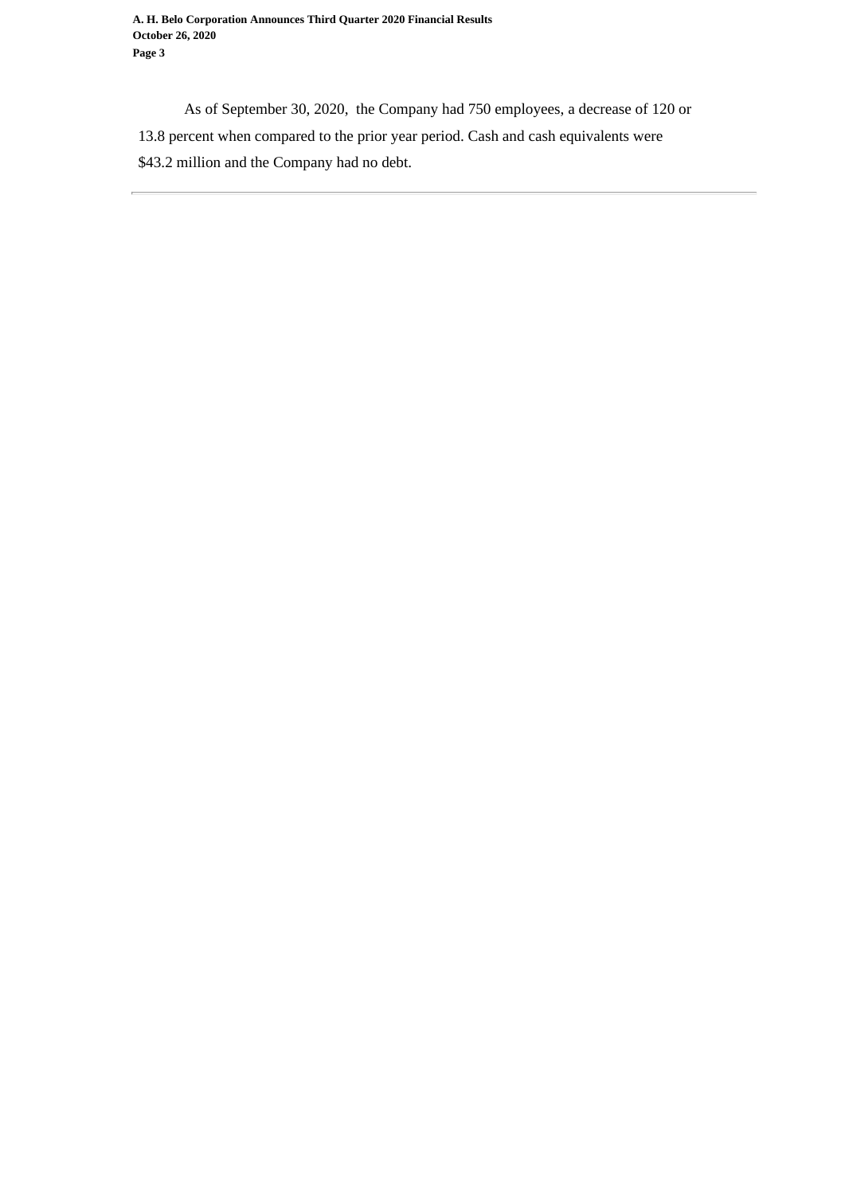As of September 30, 2020, the Company had 750 employees, a decrease of 120 or 13.8 percent when compared to the prior year period. Cash and cash equivalents were $43.2 million and the Company had no debt.

---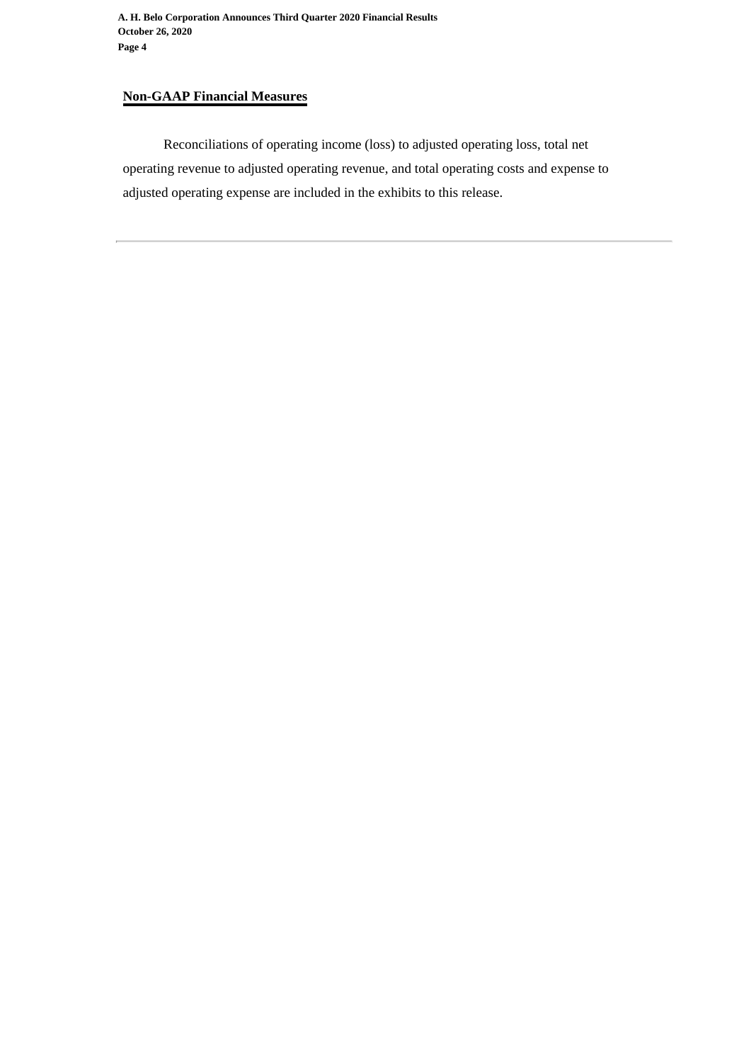## Non-GAAP Financial Measures

Reconciliations of operating income (loss) to adjusted operating loss, total net operating revenue to adjusted operating revenue, and total operating costs and expense to adjusted operating expense are included in the exhibits to this release.

---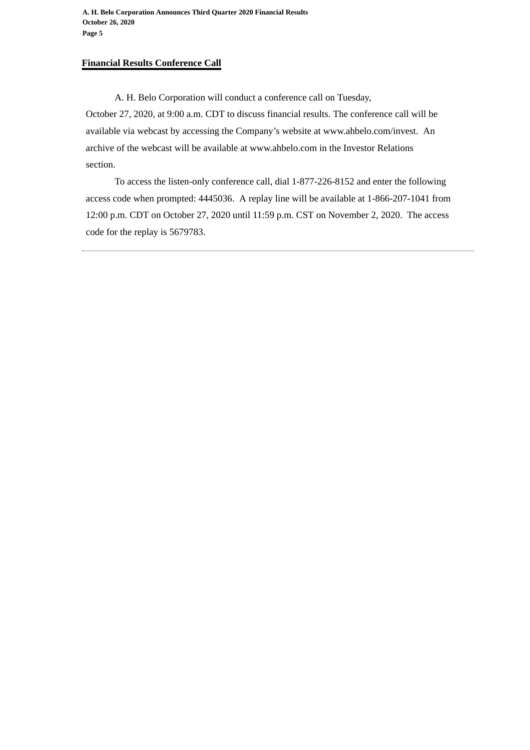## Financial Results Conference Call

A. H. Belo Corporation will conduct a conference call on Tuesday, October 27, 2020, at 9:00 a.m. CDT to discuss financial results. The conference call will be available via webcast by accessing the Company's website at www.ahbelo.com/invest. An archive of the webcast will be available at www.ahbelo.com in the Investor Relations section.

To access the listen-only conference call, dial 1-877-226-8152 and enter the following access code when prompted: 4445036. A replay line will be available at 1-866-207-1041 from 12:00 p.m. CDT on October 27, 2020 until 11:59 p.m. CST on November 2, 2020. The access code for the replay is 5679783.

---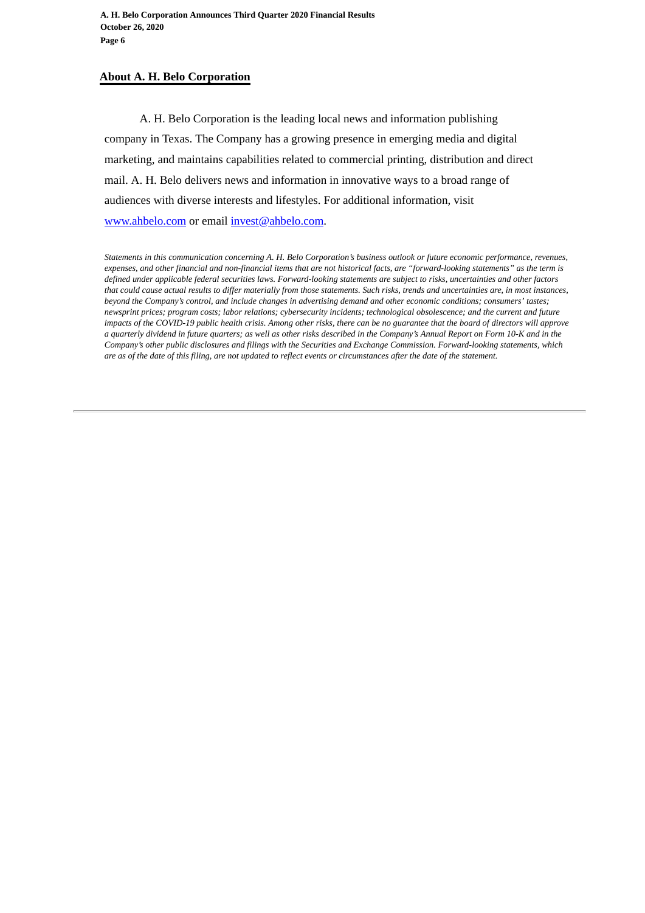## About A. H. Belo Corporation

A. H. Belo Corporation is the leading local news and information publishing company in Texas. The Company has a growing presence in emerging media and digital marketing, and maintains capabilities related to commercial printing, distribution and direct mail. A. H. Belo delivers news and information in innovative ways to a broad range of audiences with diverse interests and lifestyles. For additional information, visit www.ahbelo.com or email invest@ahbelo.com.

*Statements in this communication concerning A. H. Belo Corporation's business outlook or future economic performance, revenues, expenses, and other financial and non-financial items that are not historical facts, are "forward-looking statements" as the term is defined under applicable federal securities laws. Forward-looking statements are subject to risks, uncertainties and other factors that could cause actual results to differ materially from those statements. Such risks, trends and uncertainties are, in most instances, beyond the Company's control, and include changes in advertising demand and other economic conditions; consumers' tastes; newsprint prices; program costs; labor relations; cybersecurity incidents; technological obsolescence; and the current and future impacts of the COVID-19 public health crisis. Among other risks, there can be no guarantee that the board of directors will approve a quarterly dividend in future quarters; as well as other risks described in the Company's Annual Report on Form 10-K and in the Company's other public disclosures and filings with the Securities and Exchange Commission. Forward-looking statements, which are as of the date of this filing, are not updated to reflect events or circumstances after the date of the statement.*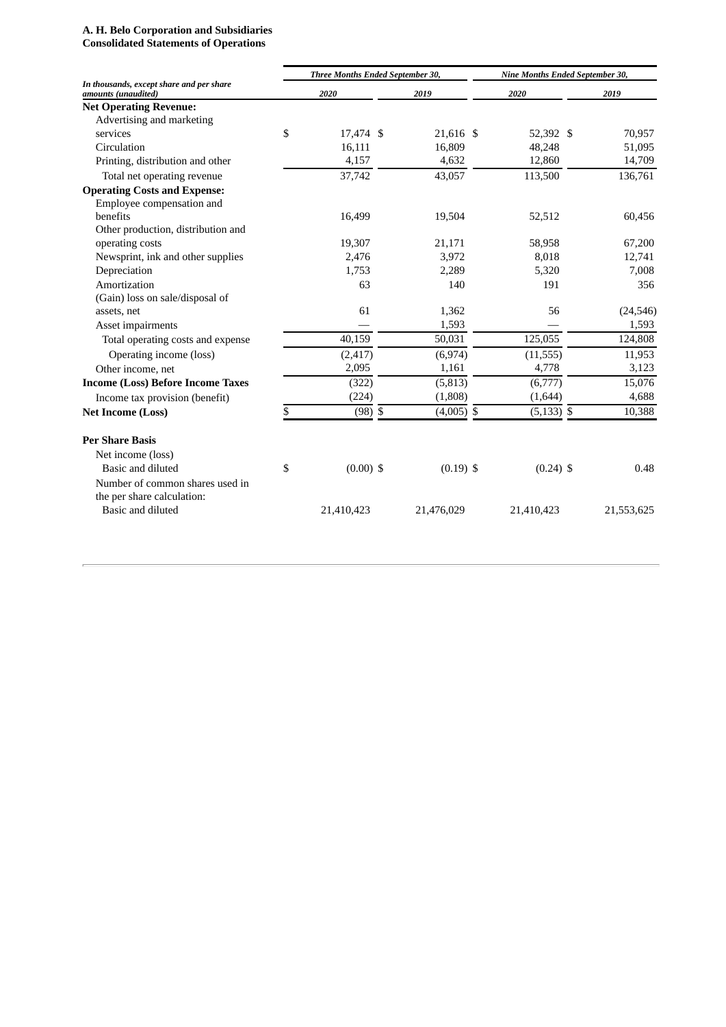**A. H. Belo Corporation and Subsidiaries**
**Consolidated Statements of Operations**

| *In thousands, except share and per share amounts (unaudited)* | *Three Months Ended September 30,* | | *Nine Months Ended September 30,* | |
|---|---|---|---|---|
| | *2020* | *2019* | *2020* | *2019* |
| **Net Operating Revenue:** | | | | |
| Advertising and marketing services | $ 17,474 | $ 21,616 | $ 52,392 | $ 70,957 |
| Circulation | 16,111 | 16,809 | 48,248 | 51,095 |
| Printing, distribution and other | 4,157 | 4,632 | 12,860 | 14,709 |
| Total net operating revenue | 37,742 | 43,057 | 113,500 | 136,761 |
| **Operating Costs and Expense:** | | | | |
| Employee compensation and benefits | 16,499 | 19,504 | 52,512 | 60,456 |
| Other production, distribution and operating costs | 19,307 | 21,171 | 58,958 | 67,200 |
| Newsprint, ink and other supplies | 2,476 | 3,972 | 8,018 | 12,741 |
| Depreciation | 1,753 | 2,289 | 5,320 | 7,008 |
| Amortization | 63 | 140 | 191 | 356 |
| (Gain) loss on sale/disposal of assets, net | 61 | 1,362 | 56 | (24,546) |
| Asset impairments | — | 1,593 | — | 1,593 |
| Total operating costs and expense | 40,159 | 50,031 | 125,055 | 124,808 |
| Operating income (loss) | (2,417) | (6,974) | (11,555) | 11,953 |
| Other income, net | 2,095 | 1,161 | 4,778 | 3,123 |
| **Income (Loss) Before Income Taxes** | (322) | (5,813) | (6,777) | 15,076 |
| Income tax provision (benefit) | (224) | (1,808) | (1,644) | 4,688 |
| **Net Income (Loss)** | $ (98) | $ (4,005) | $ (5,133) | $ 10,388 |
| | | | | |
| **Per Share Basis** | | | | |
| Net income (loss) | | | | |
| Basic and diluted | $ (0.00) | $ (0.19) | $ (0.24) | $ 0.48 |
| Number of common shares used in the per share calculation: | | | | |
| Basic and diluted | 21,410,423 | 21,476,029 | 21,410,423 | 21,553,625 |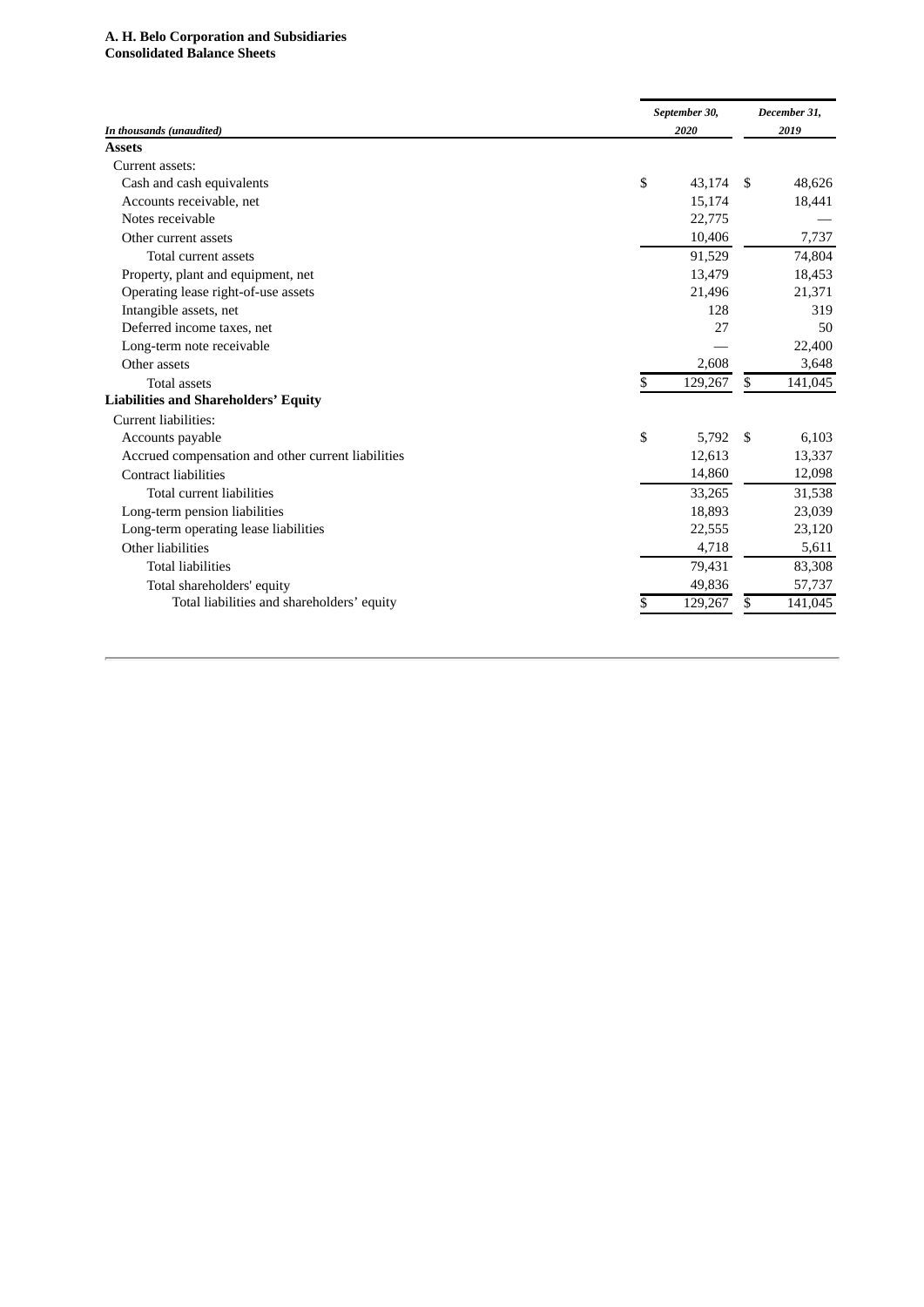**A. H. Belo Corporation and Subsidiaries**
**Consolidated Balance Sheets**

| *In thousands (unaudited)* | *September 30, 2020* | *December 31, 2019* |
|---|---|---|
| **Assets** | | |
| Current assets: | | |
| Cash and cash equivalents | $ 43,174 | $ 48,626 |
| Accounts receivable, net | 15,174 | 18,441 |
| Notes receivable | 22,775 | — |
| Other current assets | 10,406 | 7,737 |
| Total current assets | 91,529 | 74,804 |
| Property, plant and equipment, net | 13,479 | 18,453 |
| Operating lease right-of-use assets | 21,496 | 21,371 |
| Intangible assets, net | 128 | 319 |
| Deferred income taxes, net | 27 | 50 |
| Long-term note receivable | — | 22,400 |
| Other assets | 2,608 | 3,648 |
| Total assets | $ 129,267 | $ 141,045 |
| **Liabilities and Shareholders' Equity** | | |
| Current liabilities: | | |
| Accounts payable | $ 5,792 | $ 6,103 |
| Accrued compensation and other current liabilities | 12,613 | 13,337 |
| Contract liabilities | 14,860 | 12,098 |
| Total current liabilities | 33,265 | 31,538 |
| Long-term pension liabilities | 18,893 | 23,039 |
| Long-term operating lease liabilities | 22,555 | 23,120 |
| Other liabilities | 4,718 | 5,611 |
| Total liabilities | 79,431 | 83,308 |
| Total shareholders' equity | 49,836 | 57,737 |
| Total liabilities and shareholders' equity | $ 129,267 | $ 141,045 |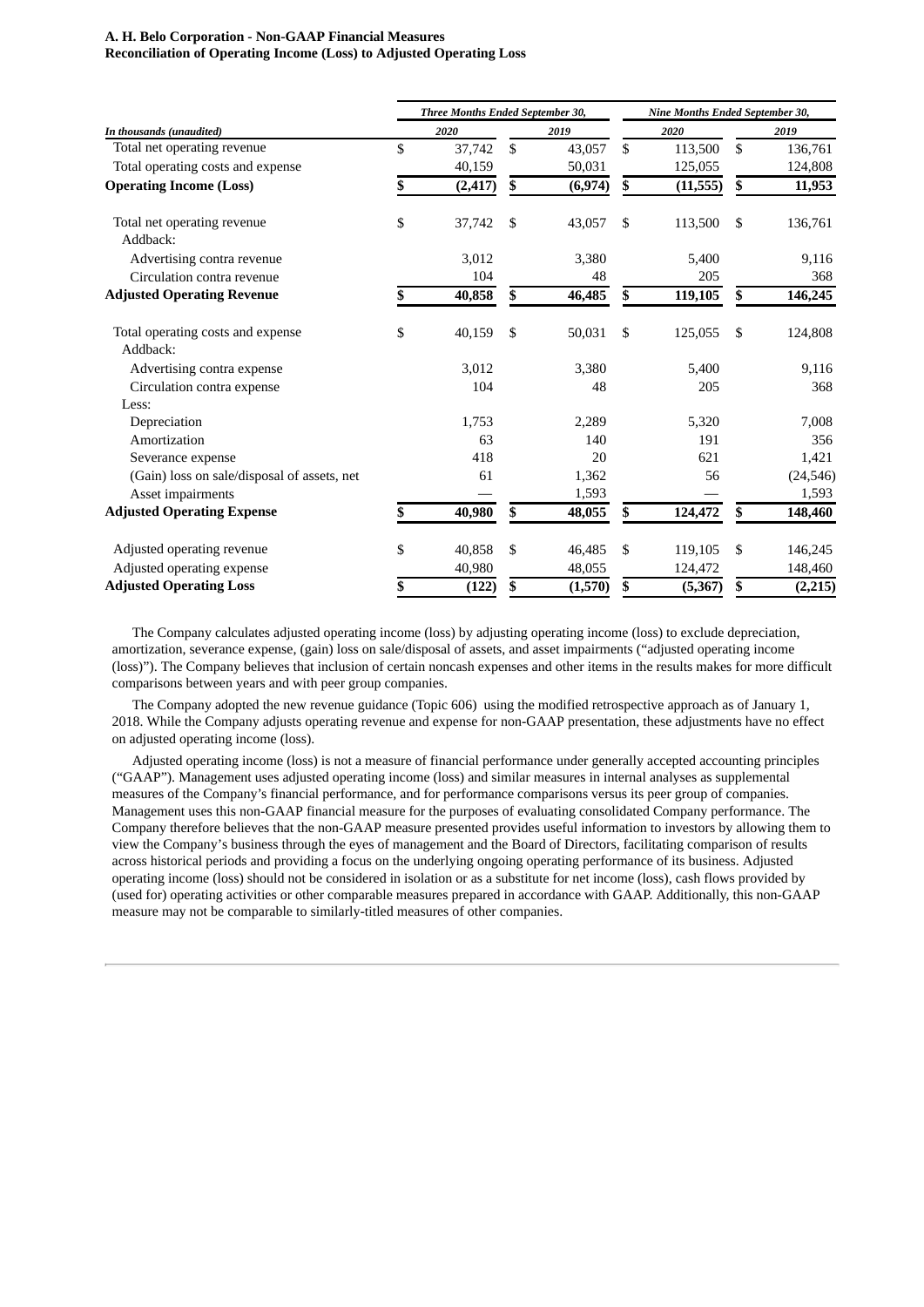**A. H. Belo Corporation - Non-GAAP Financial Measures**
**Reconciliation of Operating Income (Loss) to Adjusted Operating Loss**

| | Three Months Ended September 30, | | Nine Months Ended September 30, | |
|---|---|---|---|---|
| *In thousands (unaudited)* | *2020* | *2019* | *2020* | *2019* |
| Total net operating revenue | $ 37,742 | $ 43,057 | $ 113,500 | $ 136,761 |
| Total operating costs and expense | 40,159 | 50,031 | 125,055 | 124,808 |
| **Operating Income (Loss)** | **$ (2,417)** | **$ (6,974)** | **$ (11,555)** | **$ 11,953** |
| | | | | |
| Total net operating revenue | $ 37,742 | $ 43,057 | $ 113,500 | $ 136,761 |
| Addback: | | | | |
| Advertising contra revenue | 3,012 | 3,380 | 5,400 | 9,116 |
| Circulation contra revenue | 104 | 48 | 205 | 368 |
| **Adjusted Operating Revenue** | **$ 40,858** | **$ 46,485** | **$ 119,105** | **$ 146,245** |
| | | | | |
| Total operating costs and expense | $ 40,159 | $ 50,031 | $ 125,055 | $ 124,808 |
| Addback: | | | | |
| Advertising contra expense | 3,012 | 3,380 | 5,400 | 9,116 |
| Circulation contra expense | 104 | 48 | 205 | 368 |
| Less: | | | | |
| Depreciation | 1,753 | 2,289 | 5,320 | 7,008 |
| Amortization | 63 | 140 | 191 | 356 |
| Severance expense | 418 | 20 | 621 | 1,421 |
| (Gain) loss on sale/disposal of assets, net | 61 | 1,362 | 56 | (24,546) |
| Asset impairments | — | 1,593 | — | 1,593 |
| **Adjusted Operating Expense** | **$ 40,980** | **$ 48,055** | **$ 124,472** | **$ 148,460** |
| | | | | |
| Adjusted operating revenue | $ 40,858 | $ 46,485 | $ 119,105 | $ 146,245 |
| Adjusted operating expense | 40,980 | 48,055 | 124,472 | 148,460 |
| **Adjusted Operating Loss** | **$ (122)** | **$ (1,570)** | **$ (5,367)** | **$ (2,215)** |

The Company calculates adjusted operating income (loss) by adjusting operating income (loss) to exclude depreciation, amortization, severance expense, (gain) loss on sale/disposal of assets, and asset impairments ("adjusted operating income (loss)"). The Company believes that inclusion of certain noncash expenses and other items in the results makes for more difficult comparisons between years and with peer group companies.

The Company adopted the new revenue guidance (Topic 606) using the modified retrospective approach as of January 1, 2018. While the Company adjusts operating revenue and expense for non-GAAP presentation, these adjustments have no effect on adjusted operating income (loss).

Adjusted operating income (loss) is not a measure of financial performance under generally accepted accounting principles ("GAAP"). Management uses adjusted operating income (loss) and similar measures in internal analyses as supplemental measures of the Company's financial performance, and for performance comparisons versus its peer group of companies. Management uses this non-GAAP financial measure for the purposes of evaluating consolidated Company performance. The Company therefore believes that the non-GAAP measure presented provides useful information to investors by allowing them to view the Company's business through the eyes of management and the Board of Directors, facilitating comparison of results across historical periods and providing a focus on the underlying ongoing operating performance of its business. Adjusted operating income (loss) should not be considered in isolation or as a substitute for net income (loss), cash flows provided by (used for) operating activities or other comparable measures prepared in accordance with GAAP. Additionally, this non-GAAP measure may not be comparable to similarly-titled measures of other companies.